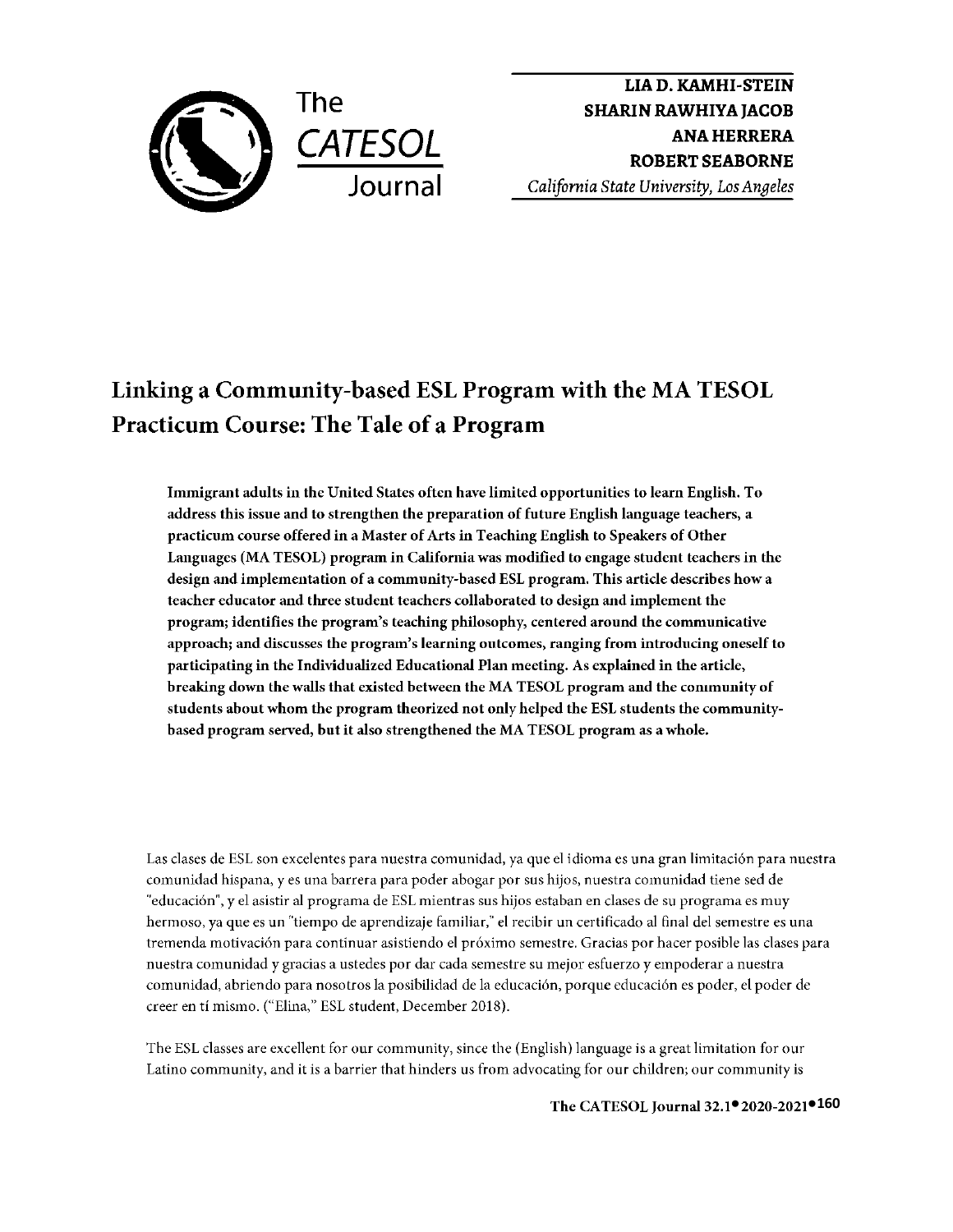The CATESOL Journal

**LIA D. KAMHI-STEIN**
**SHARIN RAWHIYA JACOB**
**ANA HERRERA**
**ROBERT SEABORNE**
*California State University, Los Angeles*

# Linking a Community-based ESL Program with the MA TESOL Practicum Course: The Tale of a Program

**Immigrant adults in the United States often have limited opportunities to learn English. To address this issue and to strengthen the preparation of future English language teachers, a practicum course offered in a Master of Arts in Teaching English to Speakers of Other Languages (MA TESOL) program in California was modified to engage student teachers in the design and implementation of a community-based ESL program. This article describes how a teacher educator and three student teachers collaborated to design and implement the program; identifies the program's teaching philosophy, centered around the communicative approach; and discusses the program's learning outcomes, ranging from introducing oneself to participating in the Individualized Educational Plan meeting. As explained in the article, breaking down the walls that existed between the MA TESOL program and the community of students about whom the program theorized not only helped the ESL students the community-based program served, but it also strengthened the MA TESOL program as a whole.**

Las clases de ESL son excelentes para nuestra comunidad, ya que el idioma es una gran limitación para nuestra comunidad hispana, y es una barrera para poder abogar por sus hijos, nuestra comunidad tiene sed de "educación", y el asistir al programa de ESL mientras sus hijos estaban en clases de su programa es muy hermoso, ya que es un "tiempo de aprendizaje familiar," el recibir un certificado al final del semestre es una tremenda motivación para continuar asistiendo el próximo semestre. Gracias por hacer posible las clases para nuestra comunidad y gracias a ustedes por dar cada semestre su mejor esfuerzo y empoderar a nuestra comunidad, abriendo para nosotros la posibilidad de la educación, porque educación es poder, el poder de creer en tí mismo. ("Elina," ESL student, December 2018).

The ESL classes are excellent for our community, since the (English) language is a great limitation for our Latino community, and it is a barrier that hinders us from advocating for our children; our community is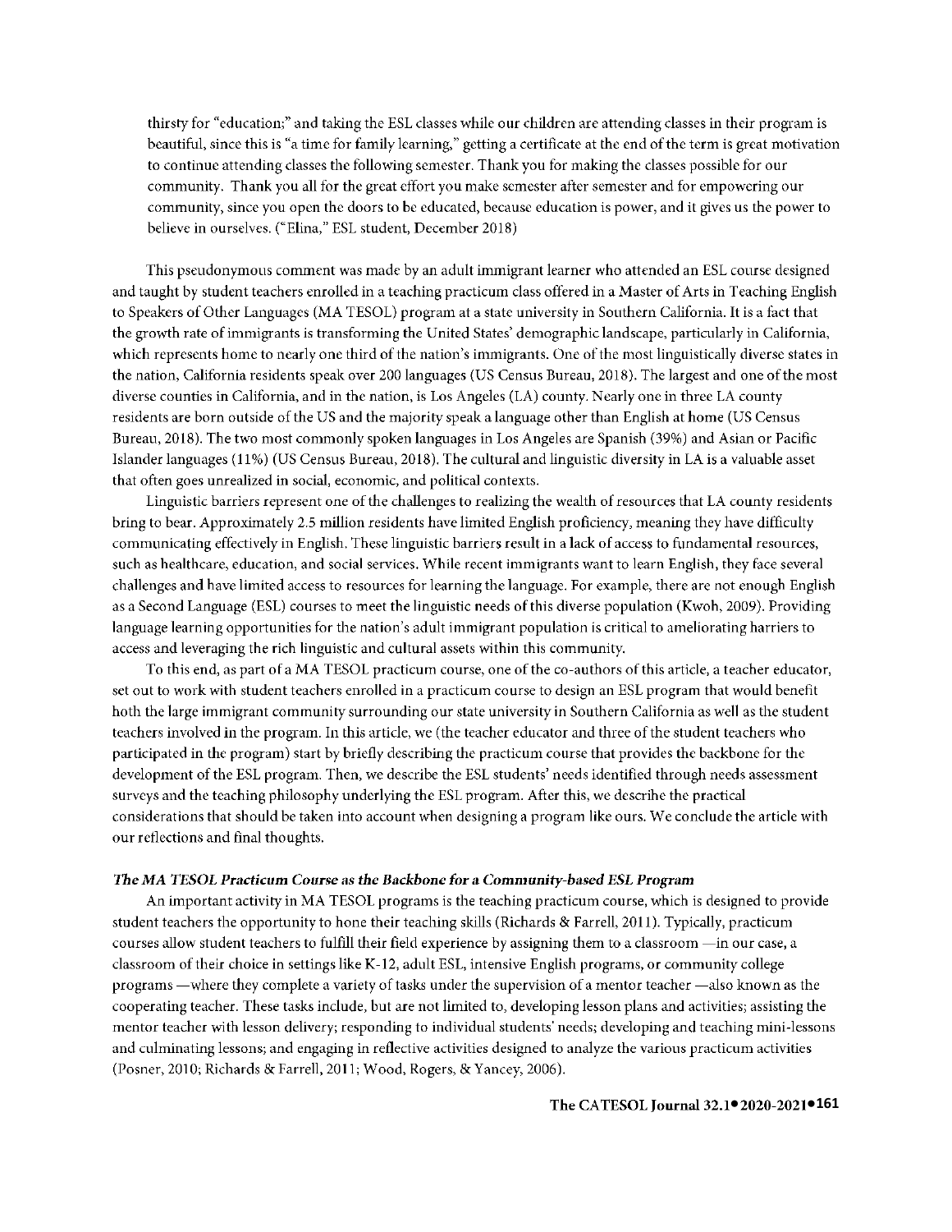thirsty for "education;" and taking the ESL classes while our children are attending classes in their program is beautiful, since this is "a time for family learning," getting a certificate at the end of the term is great motivation to continue attending classes the following semester. Thank you for making the classes possible for our community. Thank you all for the great effort you make semester after semester and for empowering our community, since you open the doors to be educated, because education is power, and it gives us the power to believe in ourselves. ("Elina," ESL student, December 2018)

This pseudonymous comment was made by an adult immigrant learner who attended an ESL course designed and taught by student teachers enrolled in a teaching practicum class offered in a Master of Arts in Teaching English to Speakers of Other Languages (MA TESOL) program at a state university in Southern California. It is a fact that the growth rate of immigrants is transforming the United States' demographic landscape, particularly in California, which represents home to nearly one third of the nation's immigrants. One of the most linguistically diverse states in the nation, California residents speak over 200 languages (US Census Bureau, 2018). The largest and one of the most diverse counties in California, and in the nation, is Los Angeles (LA) county. Nearly one in three LA county residents are born outside of the US and the majority speak a language other than English at home (US Census Bureau, 2018). The two most commonly spoken languages in Los Angeles are Spanish (39%) and Asian or Pacific Islander languages (11%) (US Census Bureau, 2018). The cultural and linguistic diversity in LA is a valuable asset that often goes unrealized in social, economic, and political contexts.

Linguistic barriers represent one of the challenges to realizing the wealth of resources that LA county residents bring to bear. Approximately 2.5 million residents have limited English proficiency, meaning they have difficulty communicating effectively in English. These linguistic barriers result in a lack of access to fundamental resources, such as healthcare, education, and social services. While recent immigrants want to learn English, they face several challenges and have limited access to resources for learning the language. For example, there are not enough English as a Second Language (ESL) courses to meet the linguistic needs of this diverse population (Kwoh, 2009). Providing language learning opportunities for the nation's adult immigrant population is critical to ameliorating barriers to access and leveraging the rich linguistic and cultural assets within this community.

To this end, as part of a MA TESOL practicum course, one of the co-authors of this article, a teacher educator, set out to work with student teachers enrolled in a practicum course to design an ESL program that would benefit both the large immigrant community surrounding our state university in Southern California as well as the student teachers involved in the program. In this article, we (the teacher educator and three of the student teachers who participated in the program) start by briefly describing the practicum course that provides the backbone for the development of the ESL program. Then, we describe the ESL students' needs identified through needs assessment surveys and the teaching philosophy underlying the ESL program. After this, we describe the practical considerations that should be taken into account when designing a program like ours. We conclude the article with our reflections and final thoughts.

### *The MA TESOL Practicum Course as the Backbone for a Community-based ESL Program*

An important activity in MA TESOL programs is the teaching practicum course, which is designed to provide student teachers the opportunity to hone their teaching skills (Richards & Farrell, 2011). Typically, practicum courses allow student teachers to fulfill their field experience by assigning them to a classroom —in our case, a classroom of their choice in settings like K-12, adult ESL, intensive English programs, or community college programs —where they complete a variety of tasks under the supervision of a mentor teacher —also known as the cooperating teacher. These tasks include, but are not limited to, developing lesson plans and activities; assisting the mentor teacher with lesson delivery; responding to individual students' needs; developing and teaching mini-lessons and culminating lessons; and engaging in reflective activities designed to analyze the various practicum activities (Posner, 2010; Richards & Farrell, 2011; Wood, Rogers, & Yancey, 2006).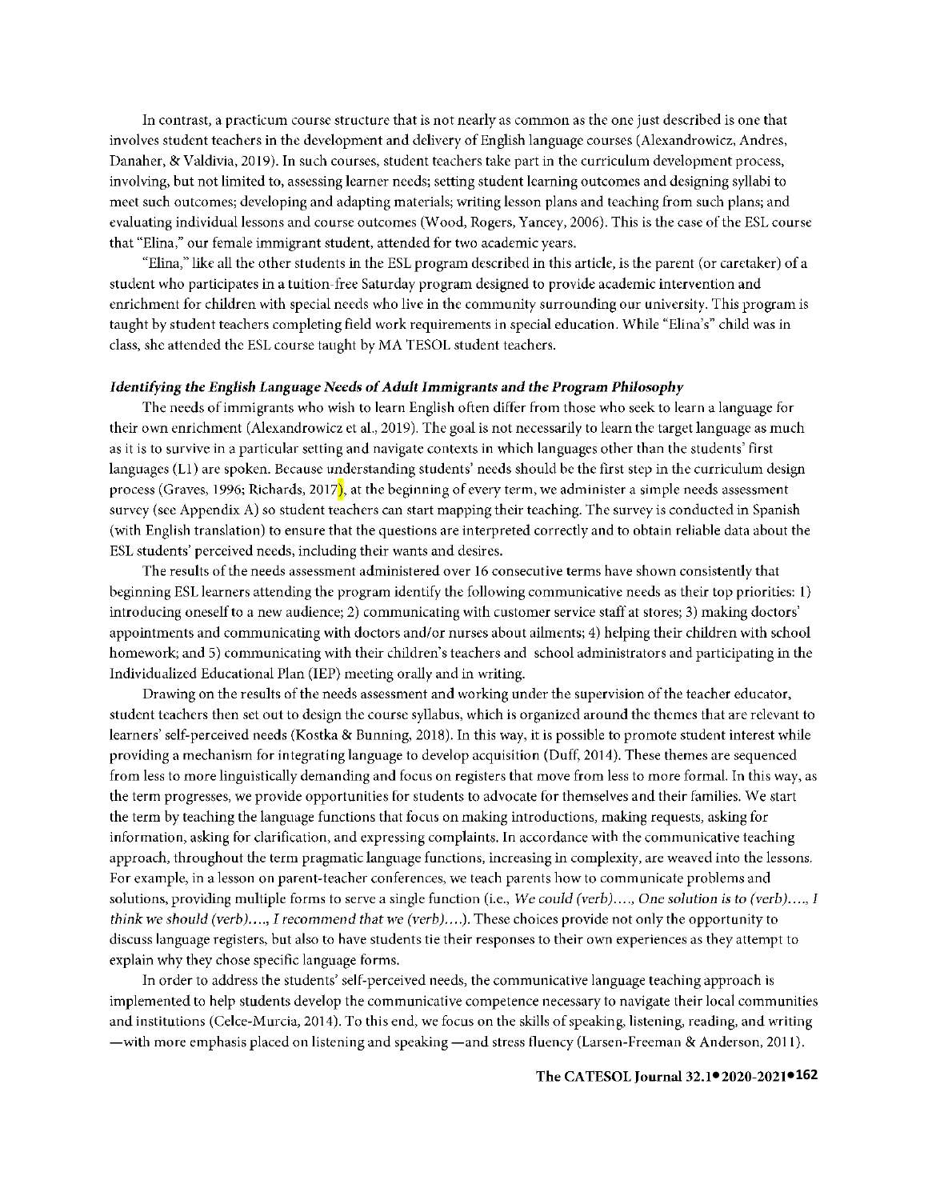In contrast, a practicum course structure that is not nearly as common as the one just described is one that involves student teachers in the development and delivery of English language courses (Alexandrowicz, Andres, Danaher, & Valdivia, 2019). In such courses, student teachers take part in the curriculum development process, involving, but not limited to, assessing learner needs; setting student learning outcomes and designing syllabi to meet such outcomes; developing and adapting materials; writing lesson plans and teaching from such plans; and evaluating individual lessons and course outcomes (Wood, Rogers, Yancey, 2006). This is the case of the ESL course that "Elina," our female immigrant student, attended for two academic years.

"Elina," like all the other students in the ESL program described in this article, is the parent (or caretaker) of a student who participates in a tuition-free Saturday program designed to provide academic intervention and enrichment for children with special needs who live in the community surrounding our university. This program is taught by student teachers completing field work requirements in special education. While "Elina's" child was in class, she attended the ESL course taught by MA TESOL student teachers.

***Identifying the English Language Needs of Adult Immigrants and the Program Philosophy***

The needs of immigrants who wish to learn English often differ from those who seek to learn a language for their own enrichment (Alexandrowicz et al., 2019). The goal is not necessarily to learn the target language as much as it is to survive in a particular setting and navigate contexts in which languages other than the students' first languages (L1) are spoken. Because understanding students' needs should be the first step in the curriculum design process (Graves, 1996; Richards, 2017), at the beginning of every term, we administer a simple needs assessment survey (see Appendix A) so student teachers can start mapping their teaching. The survey is conducted in Spanish (with English translation) to ensure that the questions are interpreted correctly and to obtain reliable data about the ESL students' perceived needs, including their wants and desires.

The results of the needs assessment administered over 16 consecutive terms have shown consistently that beginning ESL learners attending the program identify the following communicative needs as their top priorities: 1) introducing oneself to a new audience; 2) communicating with customer service staff at stores; 3) making doctors' appointments and communicating with doctors and/or nurses about ailments; 4) helping their children with school homework; and 5) communicating with their children's teachers and school administrators and participating in the Individualized Educational Plan (IEP) meeting orally and in writing.

Drawing on the results of the needs assessment and working under the supervision of the teacher educator, student teachers then set out to design the course syllabus, which is organized around the themes that are relevant to learners' self-perceived needs (Kostka & Bunning, 2018). In this way, it is possible to promote student interest while providing a mechanism for integrating language to develop acquisition (Duff, 2014). These themes are sequenced from less to more linguistically demanding and focus on registers that move from less to more formal. In this way, as the term progresses, we provide opportunities for students to advocate for themselves and their families. We start the term by teaching the language functions that focus on making introductions, making requests, asking for information, asking for clarification, and expressing complaints. In accordance with the communicative teaching approach, throughout the term pragmatic language functions, increasing in complexity, are weaved into the lessons. For example, in a lesson on parent-teacher conferences, we teach parents how to communicate problems and solutions, providing multiple forms to serve a single function (i.e., *We could (verb)…., One solution is to (verb)…., I think we should (verb)…., I recommend that we (verb)….*). These choices provide not only the opportunity to discuss language registers, but also to have students tie their responses to their own experiences as they attempt to explain why they chose specific language forms.

In order to address the students' self-perceived needs, the communicative language teaching approach is implemented to help students develop the communicative competence necessary to navigate their local communities and institutions (Celce-Murcia, 2014). To this end, we focus on the skills of speaking, listening, reading, and writing —with more emphasis placed on listening and speaking —and stress fluency (Larsen-Freeman & Anderson, 2011).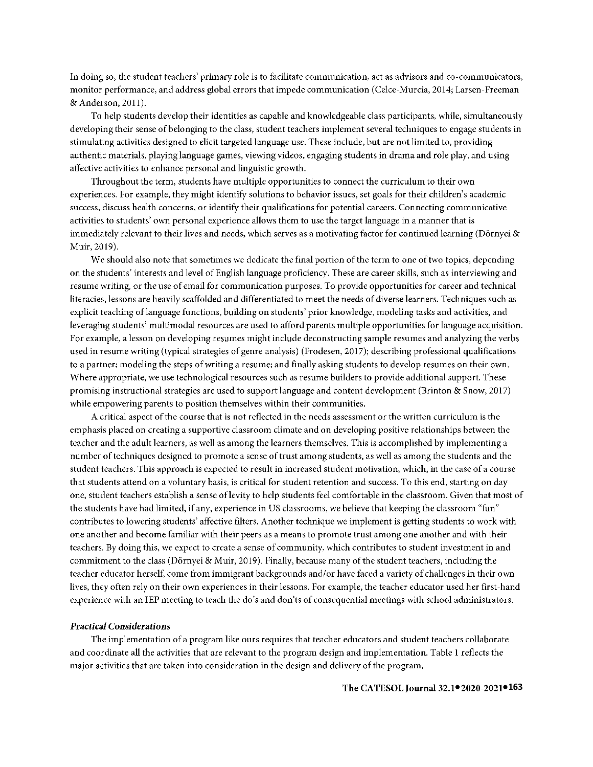In doing so, the student teachers' primary role is to facilitate communication, act as advisors and co-communicators, monitor performance, and address global errors that impede communication (Celce-Murcia, 2014; Larsen-Freeman & Anderson, 2011).

To help students develop their identities as capable and knowledgeable class participants, while, simultaneously developing their sense of belonging to the class, student teachers implement several techniques to engage students in stimulating activities designed to elicit targeted language use. These include, but are not limited to, providing authentic materials, playing language games, viewing videos, engaging students in drama and role play, and using affective activities to enhance personal and linguistic growth.

Throughout the term, students have multiple opportunities to connect the curriculum to their own experiences. For example, they might identify solutions to behavior issues, set goals for their children's academic success, discuss health concerns, or identify their qualifications for potential careers. Connecting communicative activities to students' own personal experience allows them to use the target language in a manner that is immediately relevant to their lives and needs, which serves as a motivating factor for continued learning (Dörnyei & Muir, 2019).

We should also note that sometimes we dedicate the final portion of the term to one of two topics, depending on the students' interests and level of English language proficiency. These are career skills, such as interviewing and resume writing, or the use of email for communication purposes. To provide opportunities for career and technical literacies, lessons are heavily scaffolded and differentiated to meet the needs of diverse learners. Techniques such as explicit teaching of language functions, building on students' prior knowledge, modeling tasks and activities, and leveraging students' multimodal resources are used to afford parents multiple opportunities for language acquisition. For example, a lesson on developing resumes might include deconstructing sample resumes and analyzing the verbs used in resume writing (typical strategies of genre analysis) (Frodesen, 2017); describing professional qualifications to a partner; modeling the steps of writing a resume; and finally asking students to develop resumes on their own. Where appropriate, we use technological resources such as resume builders to provide additional support. These promising instructional strategies are used to support language and content development (Brinton & Snow, 2017) while empowering parents to position themselves within their communities.

A critical aspect of the course that is not reflected in the needs assessment or the written curriculum is the emphasis placed on creating a supportive classroom climate and on developing positive relationships between the teacher and the adult learners, as well as among the learners themselves. This is accomplished by implementing a number of techniques designed to promote a sense of trust among students, as well as among the students and the student teachers. This approach is expected to result in increased student motivation, which, in the case of a course that students attend on a voluntary basis, is critical for student retention and success. To this end, starting on day one, student teachers establish a sense of levity to help students feel comfortable in the classroom. Given that most of the students have had limited, if any, experience in US classrooms, we believe that keeping the classroom "fun" contributes to lowering students' affective filters. Another technique we implement is getting students to work with one another and become familiar with their peers as a means to promote trust among one another and with their teachers. By doing this, we expect to create a sense of community, which contributes to student investment in and commitment to the class (Dörnyei & Muir, 2019). Finally, because many of the student teachers, including the teacher educator herself, come from immigrant backgrounds and/or have faced a variety of challenges in their own lives, they often rely on their own experiences in their lessons. For example, the teacher educator used her first-hand experience with an IEP meeting to teach the do's and don'ts of consequential meetings with school administrators.

***Practical Considerations***

The implementation of a program like ours requires that teacher educators and student teachers collaborate and coordinate all the activities that are relevant to the program design and implementation. Table 1 reflects the major activities that are taken into consideration in the design and delivery of the program.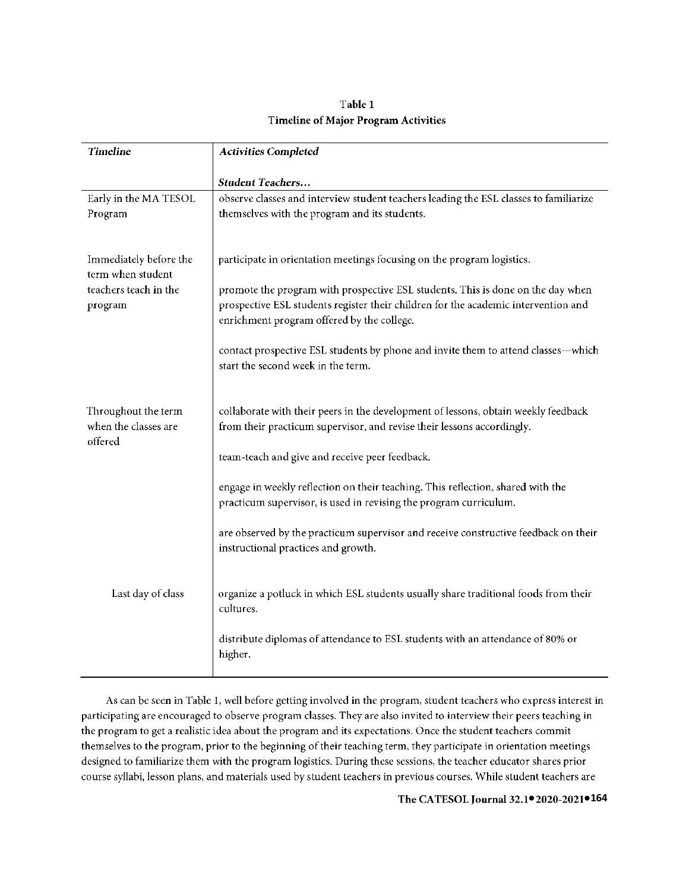Table 1
Timeline of Major Program Activities

| *Timeline* | *Activities Completed*<br><br>***Student Teachers…*** |
|---|---|
| Early in the MA TESOL Program | observe classes and interview student teachers leading the ESL classes to familiarize themselves with the program and its students. |
| Immediately before the term when student teachers teach in the program | participate in orientation meetings focusing on the program logistics.<br><br>promote the program with prospective ESL students. This is done on the day when prospective ESL students register their children for the academic intervention and enrichment program offered by the college.<br><br>contact prospective ESL students by phone and invite them to attend classes—which start the second week in the term. |
| Throughout the term when the classes are offered | collaborate with their peers in the development of lessons, obtain weekly feedback from their practicum supervisor, and revise their lessons accordingly.<br><br>team-teach and give and receive peer feedback.<br><br>engage in weekly reflection on their teaching. This reflection, shared with the practicum supervisor, is used in revising the program curriculum.<br><br>are observed by the practicum supervisor and receive constructive feedback on their instructional practices and growth. |
| Last day of class | organize a potluck in which ESL students usually share traditional foods from their cultures.<br><br>distribute diplomas of attendance to ESL students with an attendance of 80% or higher. |

As can be seen in Table 1, well before getting involved in the program, student teachers who express interest in participating are encouraged to observe program classes. They are also invited to interview their peers teaching in the program to get a realistic idea about the program and its expectations. Once the student teachers commit themselves to the program, prior to the beginning of their teaching term, they participate in orientation meetings designed to familiarize them with the program logistics. During these sessions, the teacher educator shares prior course syllabi, lesson plans, and materials used by student teachers in previous courses. While student teachers are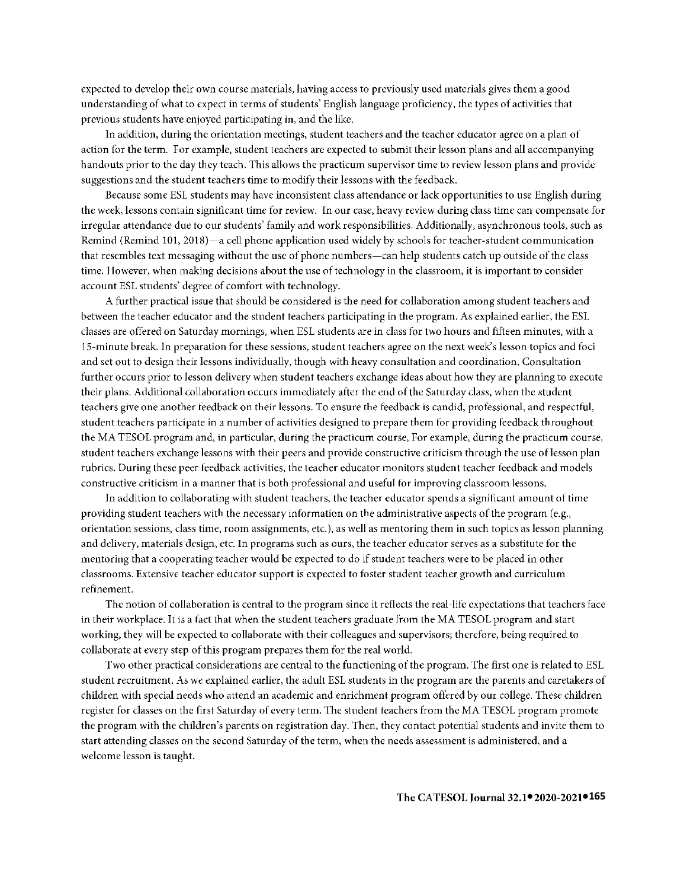expected to develop their own course materials, having access to previously used materials gives them a good understanding of what to expect in terms of students' English language proficiency, the types of activities that previous students have enjoyed participating in, and the like.

In addition, during the orientation meetings, student teachers and the teacher educator agree on a plan of action for the term. For example, student teachers are expected to submit their lesson plans and all accompanying handouts prior to the day they teach. This allows the practicum supervisor time to review lesson plans and provide suggestions and the student teachers time to modify their lessons with the feedback.

Because some ESL students may have inconsistent class attendance or lack opportunities to use English during the week, lessons contain significant time for review. In our case, heavy review during class time can compensate for irregular attendance due to our students' family and work responsibilities. Additionally, asynchronous tools, such as Remind (Remind 101, 2018)—a cell phone application used widely by schools for teacher-student communication that resembles text messaging without the use of phone numbers—can help students catch up outside of the class time. However, when making decisions about the use of technology in the classroom, it is important to consider account ESL students' degree of comfort with technology.

A further practical issue that should be considered is the need for collaboration among student teachers and between the teacher educator and the student teachers participating in the program. As explained earlier, the ESL classes are offered on Saturday mornings, when ESL students are in class for two hours and fifteen minutes, with a 15-minute break. In preparation for these sessions, student teachers agree on the next week's lesson topics and foci and set out to design their lessons individually, though with heavy consultation and coordination. Consultation further occurs prior to lesson delivery when student teachers exchange ideas about how they are planning to execute their plans. Additional collaboration occurs immediately after the end of the Saturday class, when the student teachers give one another feedback on their lessons. To ensure the feedback is candid, professional, and respectful, student teachers participate in a number of activities designed to prepare them for providing feedback throughout the MA TESOL program and, in particular, during the practicum course, For example, during the practicum course, student teachers exchange lessons with their peers and provide constructive criticism through the use of lesson plan rubrics. During these peer feedback activities, the teacher educator monitors student teacher feedback and models constructive criticism in a manner that is both professional and useful for improving classroom lessons.

In addition to collaborating with student teachers, the teacher educator spends a significant amount of time providing student teachers with the necessary information on the administrative aspects of the program (e.g., orientation sessions, class time, room assignments, etc.), as well as mentoring them in such topics as lesson planning and delivery, materials design, etc. In programs such as ours, the teacher educator serves as a substitute for the mentoring that a cooperating teacher would be expected to do if student teachers were to be placed in other classrooms. Extensive teacher educator support is expected to foster student teacher growth and curriculum refinement.

The notion of collaboration is central to the program since it reflects the real-life expectations that teachers face in their workplace. It is a fact that when the student teachers graduate from the MA TESOL program and start working, they will be expected to collaborate with their colleagues and supervisors; therefore, being required to collaborate at every step of this program prepares them for the real world.

Two other practical considerations are central to the functioning of the program. The first one is related to ESL student recruitment. As we explained earlier, the adult ESL students in the program are the parents and caretakers of children with special needs who attend an academic and enrichment program offered by our college. These children register for classes on the first Saturday of every term. The student teachers from the MA TESOL program promote the program with the children's parents on registration day. Then, they contact potential students and invite them to start attending classes on the second Saturday of the term, when the needs assessment is administered, and a welcome lesson is taught.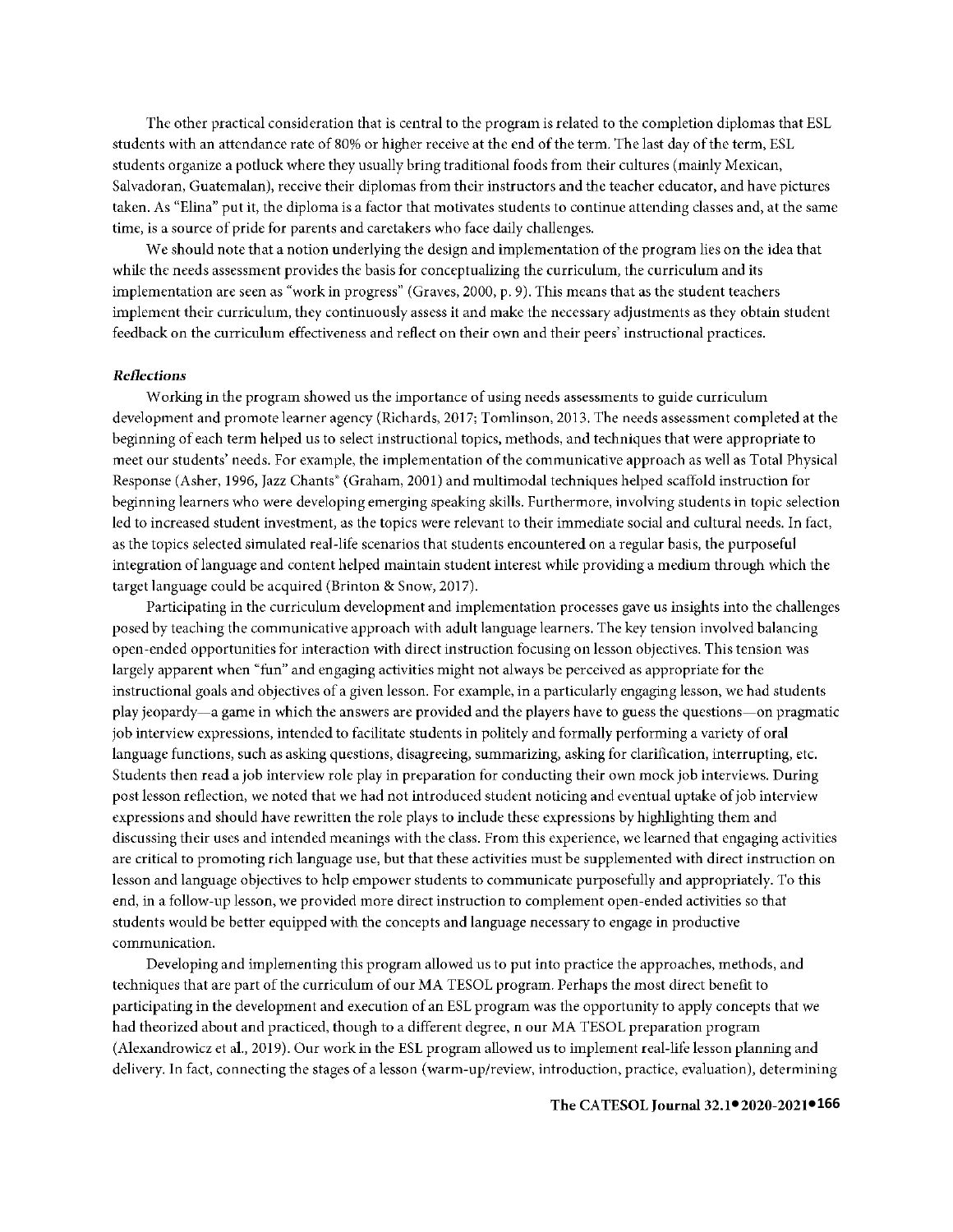The other practical consideration that is central to the program is related to the completion diplomas that ESL students with an attendance rate of 80% or higher receive at the end of the term. The last day of the term, ESL students organize a potluck where they usually bring traditional foods from their cultures (mainly Mexican, Salvadoran, Guatemalan), receive their diplomas from their instructors and the teacher educator, and have pictures taken. As "Elina" put it, the diploma is a factor that motivates students to continue attending classes and, at the same time, is a source of pride for parents and caretakers who face daily challenges.

We should note that a notion underlying the design and implementation of the program lies on the idea that while the needs assessment provides the basis for conceptualizing the curriculum, the curriculum and its implementation are seen as "work in progress" (Graves, 2000, p. 9). This means that as the student teachers implement their curriculum, they continuously assess it and make the necessary adjustments as they obtain student feedback on the curriculum effectiveness and reflect on their own and their peers' instructional practices.

### *Reflections*

Working in the program showed us the importance of using needs assessments to guide curriculum development and promote learner agency (Richards, 2017; Tomlinson, 2013. The needs assessment completed at the beginning of each term helped us to select instructional topics, methods, and techniques that were appropriate to meet our students' needs. For example, the implementation of the communicative approach as well as Total Physical Response (Asher, 1996, Jazz Chants® (Graham, 2001) and multimodal techniques helped scaffold instruction for beginning learners who were developing emerging speaking skills. Furthermore, involving students in topic selection led to increased student investment, as the topics were relevant to their immediate social and cultural needs. In fact, as the topics selected simulated real-life scenarios that students encountered on a regular basis, the purposeful integration of language and content helped maintain student interest while providing a medium through which the target language could be acquired (Brinton & Snow, 2017).

Participating in the curriculum development and implementation processes gave us insights into the challenges posed by teaching the communicative approach with adult language learners. The key tension involved balancing open-ended opportunities for interaction with direct instruction focusing on lesson objectives. This tension was largely apparent when "fun" and engaging activities might not always be perceived as appropriate for the instructional goals and objectives of a given lesson. For example, in a particularly engaging lesson, we had students play jeopardy—a game in which the answers are provided and the players have to guess the questions—on pragmatic job interview expressions, intended to facilitate students in politely and formally performing a variety of oral language functions, such as asking questions, disagreeing, summarizing, asking for clarification, interrupting, etc. Students then read a job interview role play in preparation for conducting their own mock job interviews. During post lesson reflection, we noted that we had not introduced student noticing and eventual uptake of job interview expressions and should have rewritten the role plays to include these expressions by highlighting them and discussing their uses and intended meanings with the class. From this experience, we learned that engaging activities are critical to promoting rich language use, but that these activities must be supplemented with direct instruction on lesson and language objectives to help empower students to communicate purposefully and appropriately. To this end, in a follow-up lesson, we provided more direct instruction to complement open-ended activities so that students would be better equipped with the concepts and language necessary to engage in productive communication.

Developing and implementing this program allowed us to put into practice the approaches, methods, and techniques that are part of the curriculum of our MA TESOL program. Perhaps the most direct benefit to participating in the development and execution of an ESL program was the opportunity to apply concepts that we had theorized about and practiced, though to a different degree, n our MA TESOL preparation program (Alexandrowicz et al., 2019). Our work in the ESL program allowed us to implement real-life lesson planning and delivery. In fact, connecting the stages of a lesson (warm-up/review, introduction, practice, evaluation), determining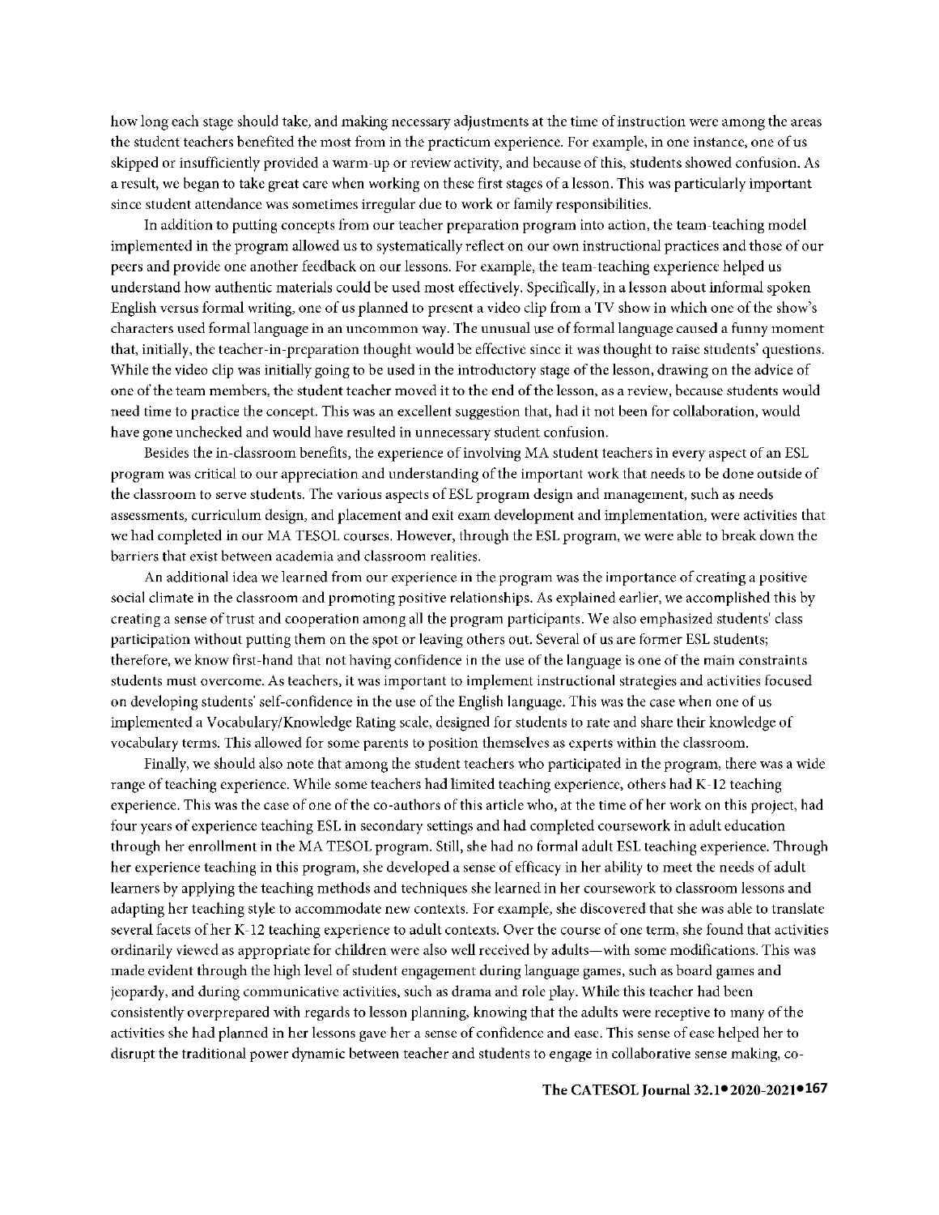how long each stage should take, and making necessary adjustments at the time of instruction were among the areas the student teachers benefited the most from in the practicum experience. For example, in one instance, one of us skipped or insufficiently provided a warm-up or review activity, and because of this, students showed confusion. As a result, we began to take great care when working on these first stages of a lesson. This was particularly important since student attendance was sometimes irregular due to work or family responsibilities.

In addition to putting concepts from our teacher preparation program into action, the team-teaching model implemented in the program allowed us to systematically reflect on our own instructional practices and those of our peers and provide one another feedback on our lessons. For example, the team-teaching experience helped us understand how authentic materials could be used most effectively. Specifically, in a lesson about informal spoken English versus formal writing, one of us planned to present a video clip from a TV show in which one of the show's characters used formal language in an uncommon way. The unusual use of formal language caused a funny moment that, initially, the teacher-in-preparation thought would be effective since it was thought to raise students' questions. While the video clip was initially going to be used in the introductory stage of the lesson, drawing on the advice of one of the team members, the student teacher moved it to the end of the lesson, as a review, because students would need time to practice the concept. This was an excellent suggestion that, had it not been for collaboration, would have gone unchecked and would have resulted in unnecessary student confusion.

Besides the in-classroom benefits, the experience of involving MA student teachers in every aspect of an ESL program was critical to our appreciation and understanding of the important work that needs to be done outside of the classroom to serve students. The various aspects of ESL program design and management, such as needs assessments, curriculum design, and placement and exit exam development and implementation, were activities that we had completed in our MA TESOL courses. However, through the ESL program, we were able to break down the barriers that exist between academia and classroom realities.

An additional idea we learned from our experience in the program was the importance of creating a positive social climate in the classroom and promoting positive relationships. As explained earlier, we accomplished this by creating a sense of trust and cooperation among all the program participants. We also emphasized students' class participation without putting them on the spot or leaving others out. Several of us are former ESL students; therefore, we know first-hand that not having confidence in the use of the language is one of the main constraints students must overcome. As teachers, it was important to implement instructional strategies and activities focused on developing students' self-confidence in the use of the English language. This was the case when one of us implemented a Vocabulary/Knowledge Rating scale, designed for students to rate and share their knowledge of vocabulary terms. This allowed for some parents to position themselves as experts within the classroom.

Finally, we should also note that among the student teachers who participated in the program, there was a wide range of teaching experience. While some teachers had limited teaching experience, others had K-12 teaching experience. This was the case of one of the co-authors of this article who, at the time of her work on this project, had four years of experience teaching ESL in secondary settings and had completed coursework in adult education through her enrollment in the MA TESOL program. Still, she had no formal adult ESL teaching experience. Through her experience teaching in this program, she developed a sense of efficacy in her ability to meet the needs of adult learners by applying the teaching methods and techniques she learned in her coursework to classroom lessons and adapting her teaching style to accommodate new contexts. For example, she discovered that she was able to translate several facets of her K-12 teaching experience to adult contexts. Over the course of one term, she found that activities ordinarily viewed as appropriate for children were also well received by adults—with some modifications. This was made evident through the high level of student engagement during language games, such as board games and jeopardy, and during communicative activities, such as drama and role play. While this teacher had been consistently overprepared with regards to lesson planning, knowing that the adults were receptive to many of the activities she had planned in her lessons gave her a sense of confidence and ease. This sense of ease helped her to disrupt the traditional power dynamic between teacher and students to engage in collaborative sense making, co-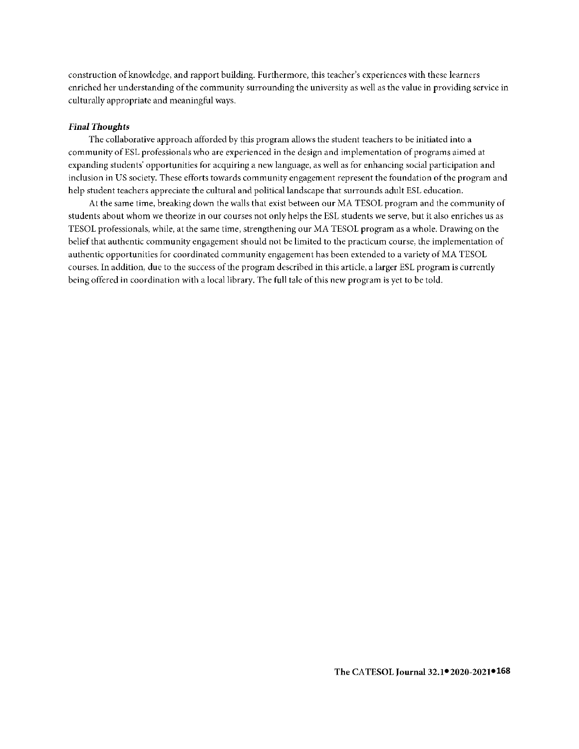construction of knowledge, and rapport building. Furthermore, this teacher's experiences with these learners enriched her understanding of the community surrounding the university as well as the value in providing service in culturally appropriate and meaningful ways.

***Final Thoughts***

The collaborative approach afforded by this program allows the student teachers to be initiated into a community of ESL professionals who are experienced in the design and implementation of programs aimed at expanding students' opportunities for acquiring a new language, as well as for enhancing social participation and inclusion in US society. These efforts towards community engagement represent the foundation of the program and help student teachers appreciate the cultural and political landscape that surrounds adult ESL education.

At the same time, breaking down the walls that exist between our MA TESOL program and the community of students about whom we theorize in our courses not only helps the ESL students we serve, but it also enriches us as TESOL professionals, while, at the same time, strengthening our MA TESOL program as a whole. Drawing on the belief that authentic community engagement should not be limited to the practicum course, the implementation of authentic opportunities for coordinated community engagement has been extended to a variety of MA TESOL courses. In addition, due to the success of the program described in this article, a larger ESL program is currently being offered in coordination with a local library. The full tale of this new program is yet to be told.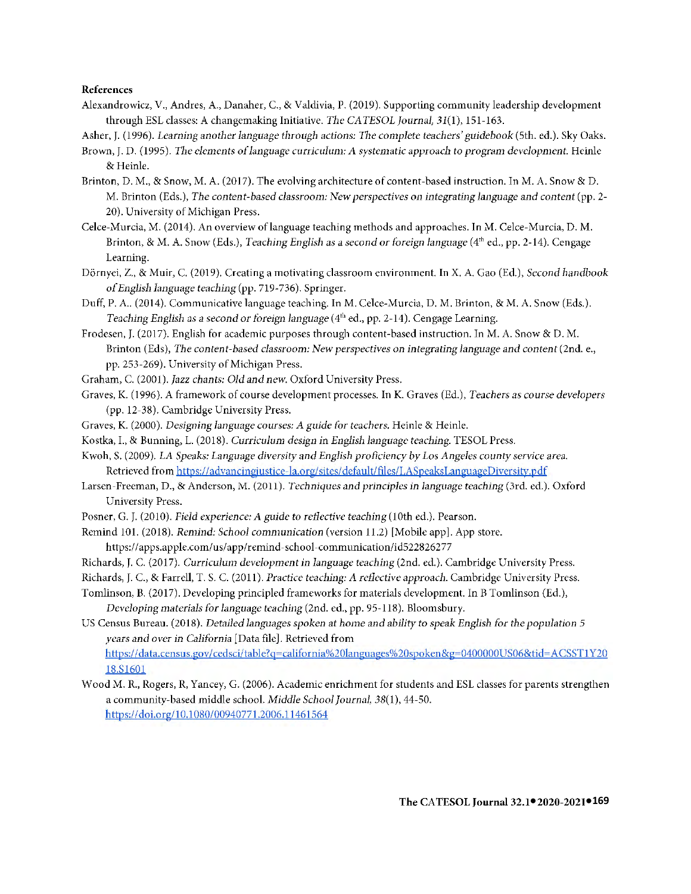**References**

Alexandrowicz, V., Andres, A., Danaher, C., & Valdivia, P. (2019). Supporting community leadership development through ESL classes: A changemaking Initiative. *The CATESOL Journal, 31*(1), 151-163.

Asher, J. (1996). *Learning another language through actions: The complete teachers' guidebook* (5th. ed.). Sky Oaks.

Brown, J. D. (1995). *The elements of language curriculum: A systematic approach to program development*. Heinle & Heinle.

Brinton, D. M., & Snow, M. A. (2017). The evolving architecture of content-based instruction. In M. A. Snow & D. M. Brinton (Eds.), *The content-based classroom: New perspectives on integrating language and content* (pp. 2-20). University of Michigan Press.

Celce-Murcia, M. (2014). An overview of language teaching methods and approaches. In M. Celce-Murcia, D. M. Brinton, & M. A. Snow (Eds.), *Teaching English as a second or foreign language* (4th ed., pp. 2-14). Cengage Learning.

Dörnyei, Z., & Muir, C. (2019). Creating a motivating classroom environment. In X. A. Gao (Ed.), *Second handbook of English language teaching* (pp. 719-736). Springer.

Duff, P. A.. (2014). Communicative language teaching. In M. Celce-Murcia, D. M. Brinton, & M. A. Snow (Eds.). *Teaching English as a second or foreign language* (4th ed., pp. 2-14). Cengage Learning.

Frodesen, J. (2017). English for academic purposes through content-based instruction. In M. A. Snow & D. M. Brinton (Eds), *The content-based classroom: New perspectives on integrating language and content* (2nd. e., pp. 253-269). University of Michigan Press.

Graham, C. (2001). *Jazz chants: Old and new*. Oxford University Press.

Graves, K. (1996). A framework of course development processes. In K. Graves (Ed.), *Teachers as course developers* (pp. 12-38). Cambridge University Press.

Graves, K. (2000). *Designing language courses: A guide for teachers*. Heinle & Heinle.

Kostka, I., & Bunning, L. (2018). *Curriculum design in English language teaching*. TESOL Press.

Kwoh, S. (2009). *LA Speaks: Language diversity and English proficiency by Los Angeles county service area.* Retrieved from https://advancingjustice-la.org/sites/default/files/LASpeaksLanguageDiversity.pdf

Larsen-Freeman, D., & Anderson, M. (2011). *Techniques and principles in language teaching* (3rd. ed.). Oxford University Press.

Posner, G. J. (2010). *Field experience: A guide to reflective teaching* (10th ed.). Pearson.

Remind 101. (2018). *Remind: School communication* (version 11.2) [Mobile app]. App store. https://apps.apple.com/us/app/remind-school-communication/id522826277

Richards, J. C. (2017). *Curriculum development in language teaching* (2nd. ed.). Cambridge University Press.

Richards, J. C., & Farrell, T. S. C. (2011). *Practice teaching: A reflective approach*. Cambridge University Press.

Tomlinson, B. (2017). Developing principled frameworks for materials development. In B Tomlinson (Ed.), *Developing materials for language teaching* (2nd. ed., pp. 95-118). Bloomsbury.

US Census Bureau. (2018). *Detailed languages spoken at home and ability to speak English for the population 5 years and over in California* [Data file]. Retrieved from https://data.census.gov/cedsci/table?q=california%20languages%20spoken&g=0400000US06&tid=ACSST1Y2018.S1601

Wood M. R., Rogers, R, Yancey, G. (2006). Academic enrichment for students and ESL classes for parents strengthen a community-based middle school. *Middle School Journal, 38*(1), 44-50. https://doi.org/10.1080/00940771.2006.11461564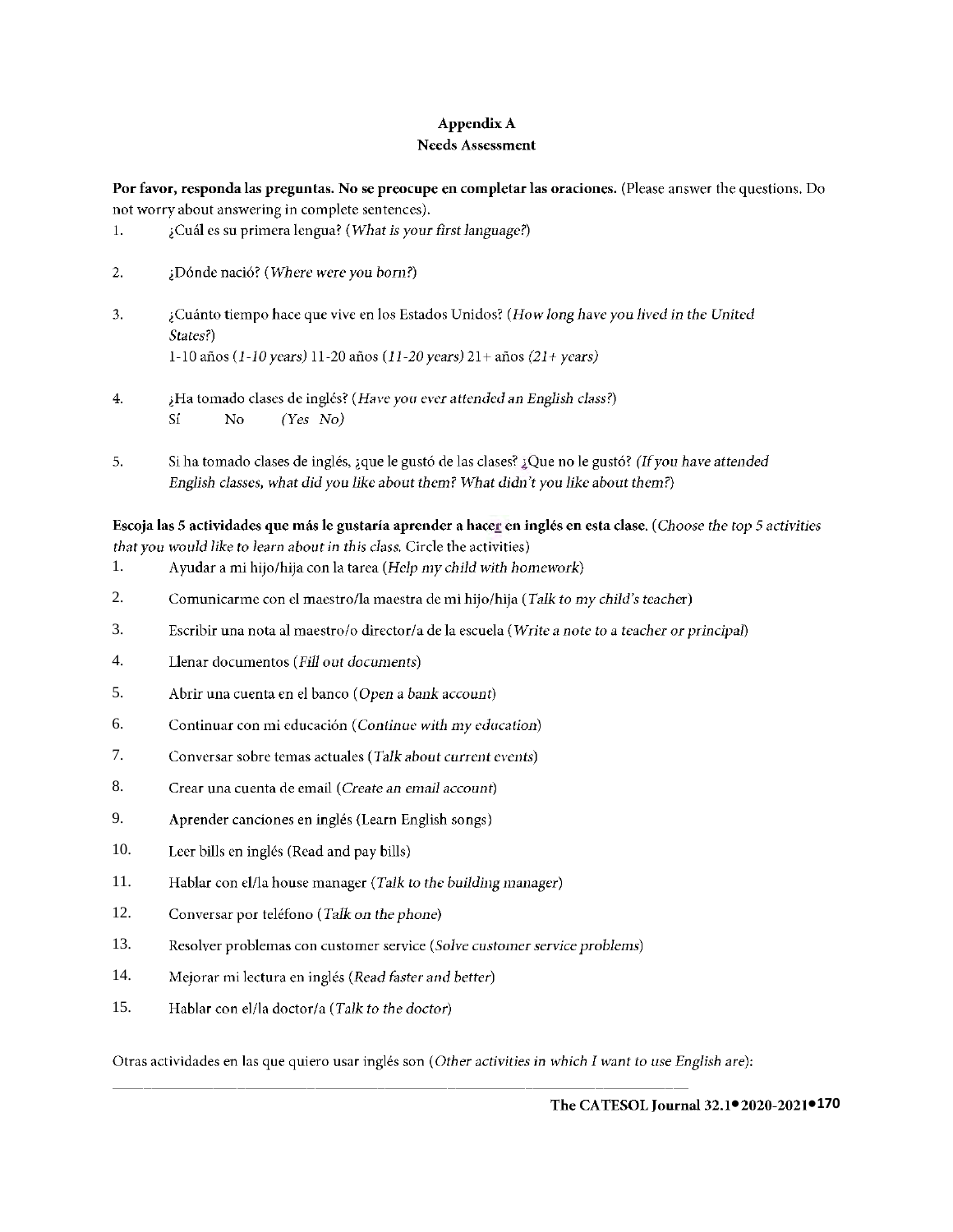# Appendix A
## Needs Assessment

**Por favor, responda las preguntas. No se preocupe en completar las oraciones.** (Please answer the questions. Do not worry about answering in complete sentences).

1. ¿Cuál es su primera lengua? (*What is your first language?*)

2. ¿Dónde nació? (*Where were you born?*)

3. ¿Cuánto tiempo hace que vive en los Estados Unidos? (*How long have you lived in the United States?*)
   1-10 años (*1-10 years*) 11-20 años (*11-20 years*) 21+ años (*21+ years*)

4. ¿Ha tomado clases de inglés? (*Have you ever attended an English class?*)
   Sí No (*Yes No*)

5. Si ha tomado clases de inglés, ¿que le gustó de las clases? ¿Que no le gustó? (*If you have attended English classes, what did you like about them? What didn't you like about them?*)

**Escoja las 5 actividades que más le gustaría aprender a hacer en inglés en esta clase.** (*Choose the top 5 activities that you would like to learn about in this class.* Circle the activities)

1. Ayudar a mi hijo/hija con la tarea (*Help my child with homework*)
2. Comunicarme con el maestro/la maestra de mi hijo/hija (*Talk to my child's teacher*)
3. Escribir una nota al maestro/o director/a de la escuela (*Write a note to a teacher or principal*)
4. Llenar documentos (*Fill out documents*)
5. Abrir una cuenta en el banco (*Open a bank account*)
6. Continuar con mi educación (*Continue with my education*)
7. Conversar sobre temas actuales (*Talk about current events*)
8. Crear una cuenta de email (*Create an email account*)
9. Aprender canciones en inglés (Learn English songs)
10. Leer bills en inglés (Read and pay bills)
11. Hablar con el/la house manager (*Talk to the building manager*)
12. Conversar por teléfono (*Talk on the phone*)
13. Resolver problemas con customer service (*Solve customer service problems*)
14. Mejorar mi lectura en inglés (*Read faster and better*)
15. Hablar con el/la doctor/a (*Talk to the doctor*)

Otras actividades en las que quiero usar inglés son (*Other activities in which I want to use English are*):

___________________________________________________________________________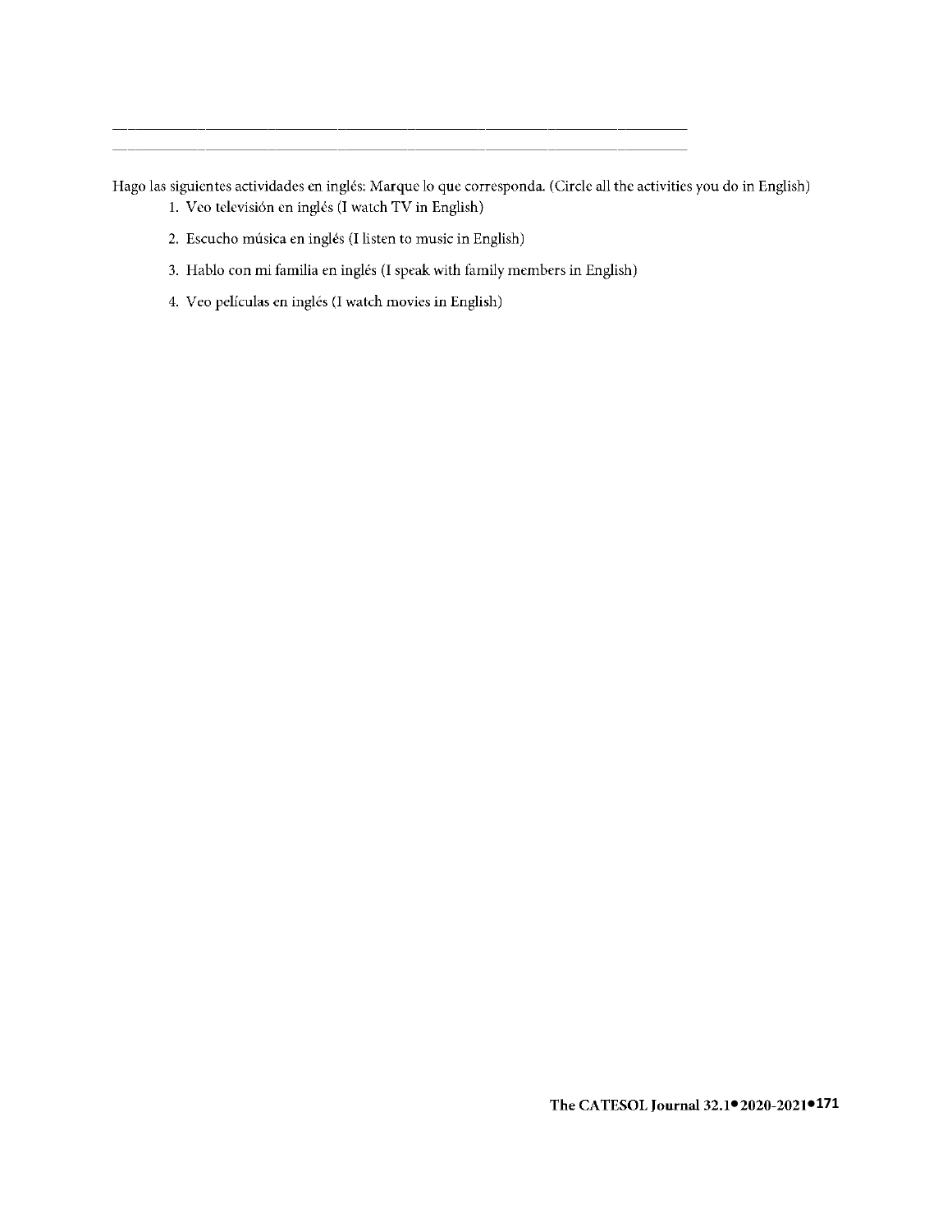\_\_\_\_\_\_\_\_\_\_\_\_\_\_\_\_\_\_\_\_\_\_\_\_\_\_\_\_\_\_\_\_\_\_\_\_\_\_\_\_\_\_\_\_\_\_\_\_\_\_\_\_\_\_\_\_\_\_\_\_\_\_\_\_\_\_\_\_\_\_\_\_

\_\_\_\_\_\_\_\_\_\_\_\_\_\_\_\_\_\_\_\_\_\_\_\_\_\_\_\_\_\_\_\_\_\_\_\_\_\_\_\_\_\_\_\_\_\_\_\_\_\_\_\_\_\_\_\_\_\_\_\_\_\_\_\_\_\_\_\_\_\_\_\_

Hago las siguientes actividades en inglés: Marque lo que corresponda. (Circle all the activities you do in English)

1. Veo televisión en inglés (I watch TV in English)
2. Escucho música en inglés (I listen to music in English)
3. Hablo con mi familia en inglés (I speak with family members in English)
4. Veo películas en inglés (I watch movies in English)